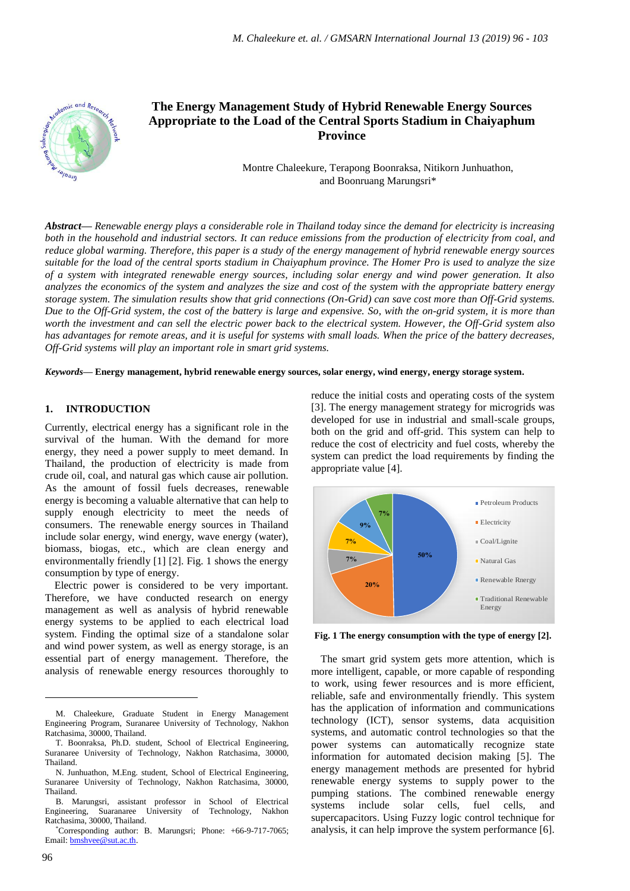# The Energy Management Study of Hybrid Renewable Energy Sources Appropriate to the Load of the Central Sports Stadium in Chaiyaphum Province

Montre Chaleekure, Terapong Boonraksa, Nitikorn Junhuathon, and Boonruang Marungsri*

***Abstract***— *Renewable energy plays a considerable role in Thailand today since the demand for electricity is increasing both in the household and industrial sectors. It can reduce emissions from the production of electricity from coal, and reduce global warming. Therefore, this paper is a study of the energy management of hybrid renewable energy sources suitable for the load of the central sports stadium in Chaiyaphum province. The Homer Pro is used to analyze the size of a system with integrated renewable energy sources, including solar energy and wind power generation. It also analyzes the economics of the system and analyzes the size and cost of the system with the appropriate battery energy storage system. The simulation results show that grid connections (On-Grid) can save cost more than Off-Grid systems. Due to the Off-Grid system, the cost of the battery is large and expensive. So, with the on-grid system, it is more than worth the investment and can sell the electric power back to the electrical system. However, the Off-Grid system also has advantages for remote areas, and it is useful for systems with small loads. When the price of the battery decreases, Off-Grid systems will play an important role in smart grid systems.*

***Keywords***— **Energy management, hybrid renewable energy sources, solar energy, wind energy, energy storage system.**

## 1. INTRODUCTION

Currently, electrical energy has a significant role in the survival of the human. With the demand for more energy, they need a power supply to meet demand. In Thailand, the production of electricity is made from crude oil, coal, and natural gas which cause air pollution. As the amount of fossil fuels decreases, renewable energy is becoming a valuable alternative that can help to supply enough electricity to meet the needs of consumers. The renewable energy sources in Thailand include solar energy, wind energy, wave energy (water), biomass, biogas, etc., which are clean energy and environmentally friendly [1] [2]. Fig. 1 shows the energy consumption by type of energy.

Electric power is considered to be very important. Therefore, we have conducted research on energy management as well as analysis of hybrid renewable energy systems to be applied to each electrical load system. Finding the optimal size of a standalone solar and wind power system, as well as energy storage, is an essential part of energy management. Therefore, the analysis of renewable energy resources thoroughly to reduce the initial costs and operating costs of the system [3]. The energy management strategy for microgrids was developed for use in industrial and small-scale groups, both on the grid and off-grid. This system can help to reduce the cost of electricity and fuel costs, whereby the system can predict the load requirements by finding the appropriate value [4].

**Fig. 1 The energy consumption with the type of energy [2].**

The smart grid system gets more attention, which is more intelligent, capable, or more capable of responding to work, using fewer resources and is more efficient, reliable, safe and environmentally friendly. This system has the application of information and communications technology (ICT), sensor systems, data acquisition systems, and automatic control technologies so that the power systems can automatically recognize state information for automated decision making [5]. The energy management methods are presented for hybrid renewable energy systems to supply power to the pumping stations. The combined renewable energy systems include solar cells, fuel cells, and supercapacitors. Using Fuzzy logic control technique for analysis, it can help improve the system performance [6].

---

M. Chaleekure, Graduate Student in Energy Management Engineering Program, Suranaree University of Technology, Nakhon Ratchasima, 30000, Thailand.

T. Boonraksa, Ph.D. student, School of Electrical Engineering, Suranaree University of Technology, Nakhon Ratchasima, 30000, Thailand.

N. Junhuathon, M.Eng. student, School of Electrical Engineering, Suranaree University of Technology, Nakhon Ratchasima, 30000, Thailand.

B. Marungsri, assistant professor in School of Electrical Engineering, Suaranaree University of Technology, Nakhon Ratchasima, 30000, Thailand.

*Corresponding author: B. Marungsri; Phone: +66-9-717-7065; Email: bmshvee@sut.ac.th.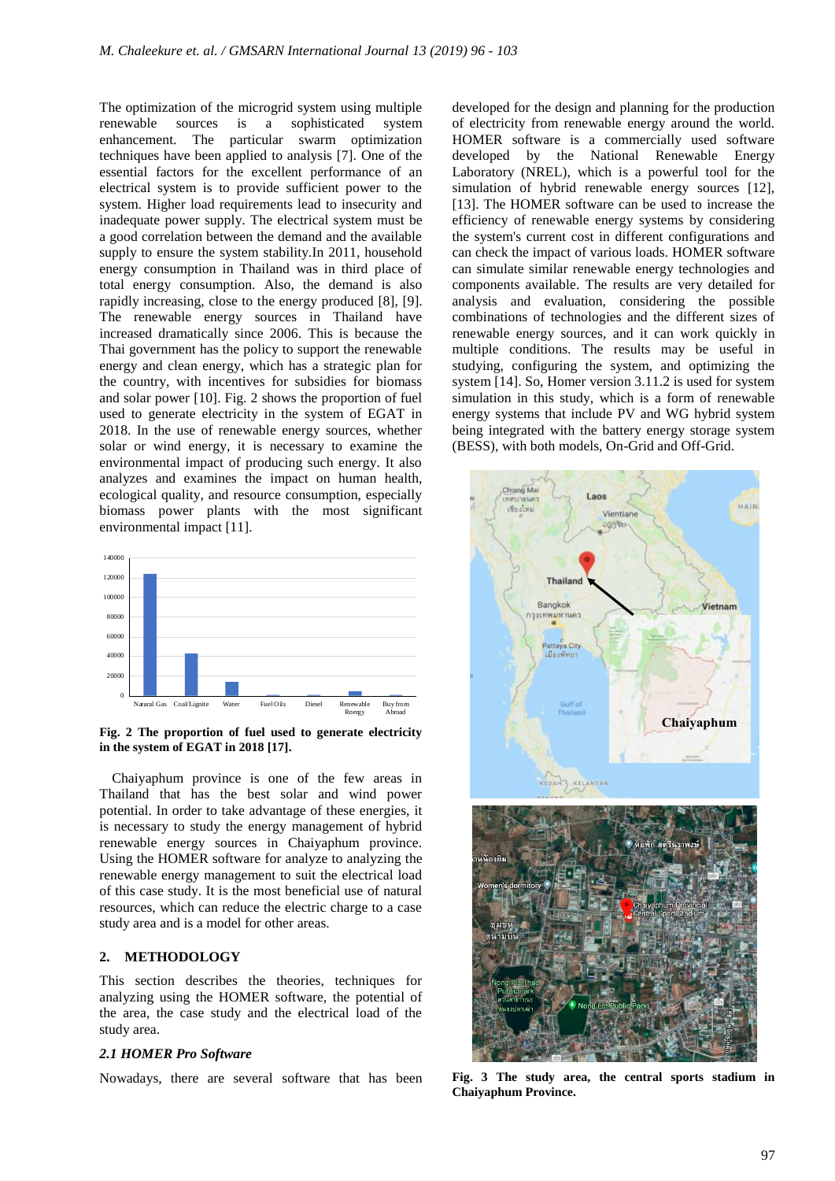The optimization of the microgrid system using multiple renewable sources is a sophisticated system enhancement. The particular swarm optimization techniques have been applied to analysis [7]. One of the essential factors for the excellent performance of an electrical system is to provide sufficient power to the system. Higher load requirements lead to insecurity and inadequate power supply. The electrical system must be a good correlation between the demand and the available supply to ensure the system stability.In 2011, household energy consumption in Thailand was in third place of total energy consumption. Also, the demand is also rapidly increasing, close to the energy produced [8], [9]. The renewable energy sources in Thailand have increased dramatically since 2006. This is because the Thai government has the policy to support the renewable energy and clean energy, which has a strategic plan for the country, with incentives for subsidies for biomass and solar power [10]. Fig. 2 shows the proportion of fuel used to generate electricity in the system of EGAT in 2018. In the use of renewable energy sources, whether solar or wind energy, it is necessary to examine the environmental impact of producing such energy. It also analyzes and examines the impact on human health, ecological quality, and resource consumption, especially biomass power plants with the most significant environmental impact [11].

**Fig. 2 The proportion of fuel used to generate electricity in the system of EGAT in 2018 [17].**

Chaiyaphum province is one of the few areas in Thailand that has the best solar and wind power potential. In order to take advantage of these energies, it is necessary to study the energy management of hybrid renewable energy sources in Chaiyaphum province. Using the HOMER software for analyze to analyzing the renewable energy management to suit the electrical load of this case study. It is the most beneficial use of natural resources, which can reduce the electric charge to a case study area and is a model for other areas.

## 2. METHODOLOGY

This section describes the theories, techniques for analyzing using the HOMER software, the potential of the area, the case study and the electrical load of the study area.

### *2.1 HOMER Pro Software*

Nowadays, there are several software that has been developed for the design and planning for the production of electricity from renewable energy around the world. HOMER software is a commercially used software developed by the National Renewable Energy Laboratory (NREL), which is a powerful tool for the simulation of hybrid renewable energy sources [12], [13]. The HOMER software can be used to increase the efficiency of renewable energy systems by considering the system's current cost in different configurations and can check the impact of various loads. HOMER software can simulate similar renewable energy technologies and components available. The results are very detailed for analysis and evaluation, considering the possible combinations of technologies and the different sizes of renewable energy sources, and it can work quickly in multiple conditions. The results may be useful in studying, configuring the system, and optimizing the system [14]. So, Homer version 3.11.2 is used for system simulation in this study, which is a form of renewable energy systems that include PV and WG hybrid system being integrated with the battery energy storage system (BESS), with both models, On-Grid and Off-Grid.

**Fig. 3 The study area, the central sports stadium in Chaiyaphum Province.**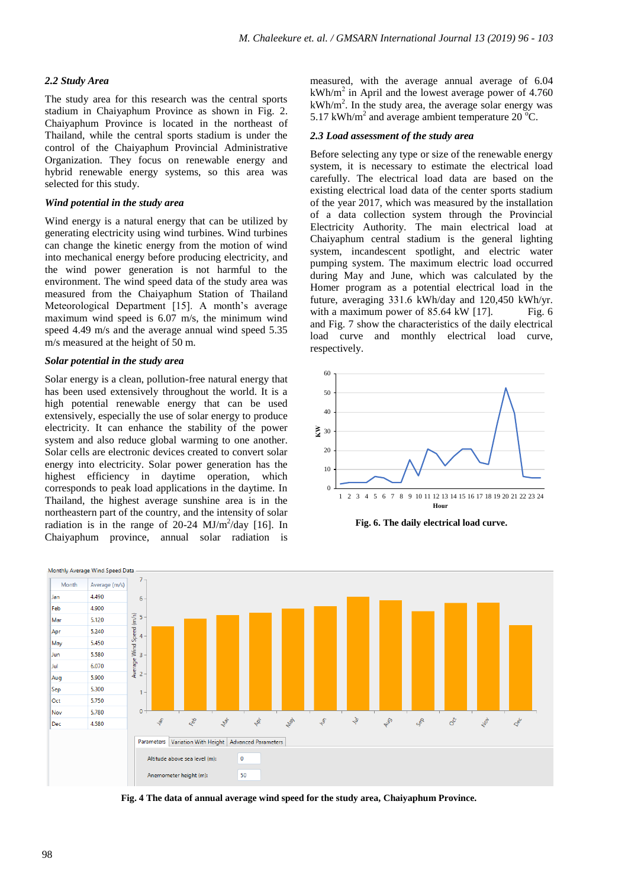### 2.2 Study Area

The study area for this research was the central sports stadium in Chaiyaphum Province as shown in Fig. 2. Chaiyaphum Province is located in the northeast of Thailand, while the central sports stadium is under the control of the Chaiyaphum Provincial Administrative Organization. They focus on renewable energy and hybrid renewable energy systems, so this area was selected for this study.

#### *Wind potential in the study area*

Wind energy is a natural energy that can be utilized by generating electricity using wind turbines. Wind turbines can change the kinetic energy from the motion of wind into mechanical energy before producing electricity, and the wind power generation is not harmful to the environment. The wind speed data of the study area was measured from the Chaiyaphum Station of Thailand Meteorological Department [15]. A month's average maximum wind speed is 6.07 m/s, the minimum wind speed 4.49 m/s and the average annual wind speed 5.35 m/s measured at the height of 50 m.

#### *Solar potential in the study area*

Solar energy is a clean, pollution-free natural energy that has been used extensively throughout the world. It is a high potential renewable energy that can be used extensively, especially the use of solar energy to produce electricity. It can enhance the stability of the power system and also reduce global warming to one another. Solar cells are electronic devices created to convert solar energy into electricity. Solar power generation has the highest efficiency in daytime operation, which corresponds to peak load applications in the daytime. In Thailand, the highest average sunshine area is in the northeastern part of the country, and the intensity of solar radiation is in the range of 20-24 $MJ/m^2$/day [16]. In Chaiyaphum province, annual solar radiation is measured, with the average annual average of 6.04 $kWh/m^2$ in April and the lowest average power of 4.760 $kWh/m^2$. In the study area, the average solar energy was 5.17 $kWh/m^2$ and average ambient temperature 20 °C.

### 2.3 Load assessment of the study area

Before selecting any type or size of the renewable energy system, it is necessary to estimate the electrical load carefully. The electrical load data are based on the existing electrical load data of the center sports stadium of the year 2017, which was measured by the installation of a data collection system through the Provincial Electricity Authority. The main electrical load at Chaiyaphum central stadium is the general lighting system, incandescent spotlight, and electric water pumping system. The maximum electric load occurred during May and June, which was calculated by the Homer program as a potential electrical load in the future, averaging 331.6 kWh/day and 120,450 kWh/yr. with a maximum power of 85.64 kW [17]. Fig. 6 and Fig. 7 show the characteristics of the daily electrical load curve and monthly electrical load curve, respectively.

**Fig. 6. The daily electrical load curve.**

| Month | Average (m/s) |
|---|---|
| Jan | 4.490 |
| Feb | 4.900 |
| Mar | 5.120 |
| Apr | 5.240 |
| May | 5.450 |
| Jun | 5.580 |
| Jul | 6.070 |
| Aug | 5.900 |
| Sep | 5.300 |
| Oct | 5.750 |
| Nov | 5.780 |
| Dec | 4.580 |

Altitude above sea level (m): 0
Anemometer height (m): 50

**Fig. 4 The data of annual average wind speed for the study area, Chaiyaphum Province.**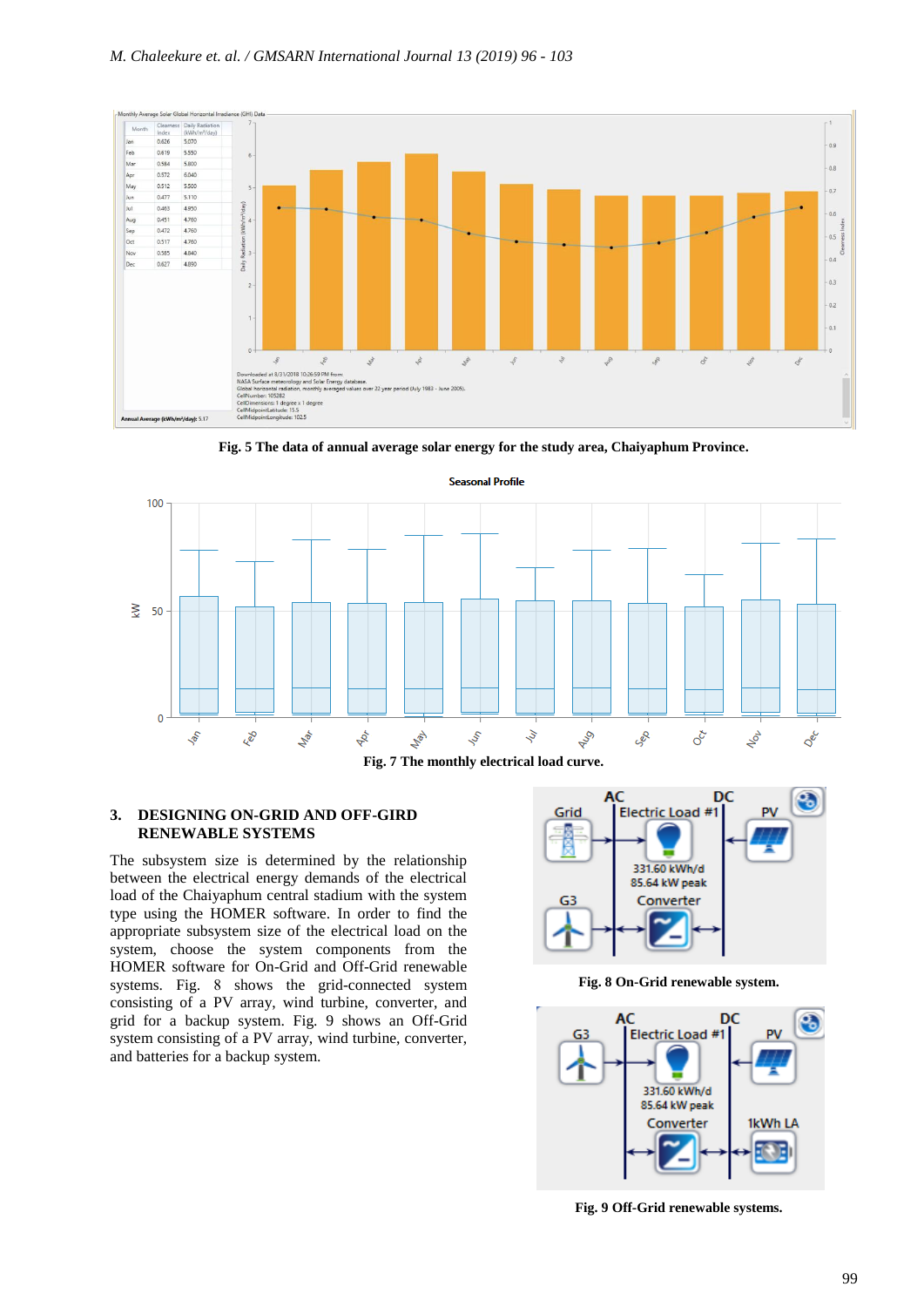**Fig. 5 The data of annual average solar energy for the study area, Chaiyaphum Province.**

**Fig. 7 The monthly electrical load curve.**

## 3. DESIGNING ON-GRID AND OFF-GIRD RENEWABLE SYSTEMS

The subsystem size is determined by the relationship between the electrical energy demands of the electrical load of the Chaiyaphum central stadium with the system type using the HOMER software. In order to find the appropriate subsystem size of the electrical load on the system, choose the system components from the HOMER software for On-Grid and Off-Grid renewable systems. Fig. 8 shows the grid-connected system consisting of a PV array, wind turbine, converter, and grid for a backup system. Fig. 9 shows an Off-Grid system consisting of a PV array, wind turbine, converter, and batteries for a backup system.

**Fig. 8 On-Grid renewable system.**

**Fig. 9 Off-Grid renewable systems.**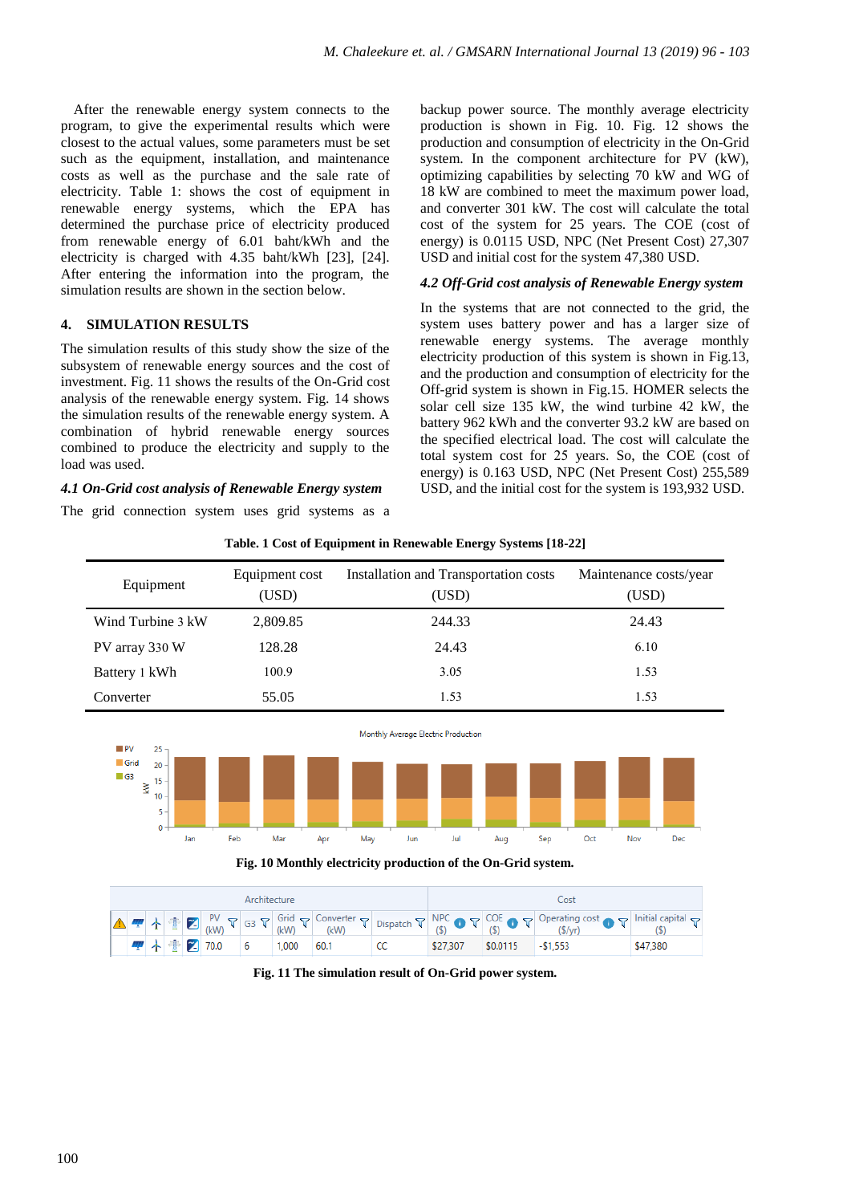After the renewable energy system connects to the program, to give the experimental results which were closest to the actual values, some parameters must be set such as the equipment, installation, and maintenance costs as well as the purchase and the sale rate of electricity. Table 1: shows the cost of equipment in renewable energy systems, which the EPA has determined the purchase price of electricity produced from renewable energy of 6.01 baht/kWh and the electricity is charged with 4.35 baht/kWh [23], [24]. After entering the information into the program, the simulation results are shown in the section below.

## 4. SIMULATION RESULTS

The simulation results of this study show the size of the subsystem of renewable energy sources and the cost of investment. Fig. 11 shows the results of the On-Grid cost analysis of the renewable energy system. Fig. 14 shows the simulation results of the renewable energy system. A combination of hybrid renewable energy sources combined to produce the electricity and supply to the load was used.

### *4.1 On-Grid cost analysis of Renewable Energy system*

The grid connection system uses grid systems as a backup power source. The monthly average electricity production is shown in Fig. 10. Fig. 12 shows the production and consumption of electricity in the On-Grid system. In the component architecture for PV (kW), optimizing capabilities by selecting 70 kW and WG of 18 kW are combined to meet the maximum power load, and converter 301 kW. The cost will calculate the total cost of the system for 25 years. The COE (cost of energy) is 0.0115 USD, NPC (Net Present Cost) 27,307 USD and initial cost for the system 47,380 USD.

### *4.2 Off-Grid cost analysis of Renewable Energy system*

In the systems that are not connected to the grid, the system uses battery power and has a larger size of renewable energy systems. The average monthly electricity production of this system is shown in Fig.13, and the production and consumption of electricity for the Off-grid system is shown in Fig.15. HOMER selects the solar cell size 135 kW, the wind turbine 42 kW, the battery 962 kWh and the converter 93.2 kW are based on the specified electrical load. The cost will calculate the total system cost for 25 years. So, the COE (cost of energy) is 0.163 USD, NPC (Net Present Cost) 255,589 USD, and the initial cost for the system is 193,932 USD.

**Table. 1 Cost of Equipment in Renewable Energy Systems [18-22]**

| Equipment | Equipment cost (USD) | Installation and Transportation costs (USD) | Maintenance costs/year (USD) |
|---|---|---|---|
| Wind Turbine 3 kW | 2,809.85 | 244.33 | 24.43 |
| PV array 330 W | 128.28 | 24.43 | 6.10 |
| Battery 1 kWh | 100.9 | 3.05 | 1.53 |
| Converter | 55.05 | 1.53 | 1.53 |

**Fig. 10 Monthly electricity production of the On-Grid system.**

| Architecture | | | | | | | Cost | | | |
|---|---|---|---|---|---|---|---|---|---|---|
| PV (kW) | G3 | Grid (kW) | Converter (kW) | Dispatch | | | NPC ($) | COE ($) | Operating cost ($/yr) | Initial capital ($) |
| 70.0 | 6 | 1,000 | 60.1 | CC | | | $27,307 | $0.0115 | -$1,553 | $47,380 |

**Fig. 11 The simulation result of On-Grid power system.**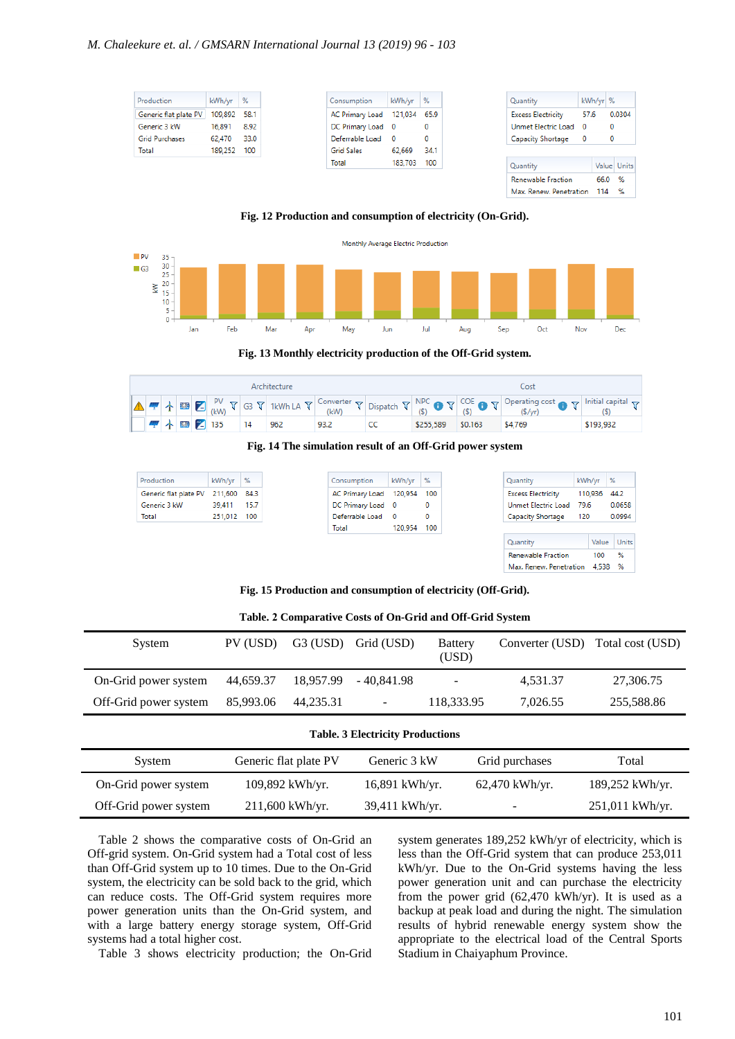| Production | kWh/yr | % |
|---|---|---|
| Generic flat plate PV | 109,892 | 58.1 |
| Generic 3 kW | 16,891 | 8.92 |
| Grid Purchases | 62,470 | 33.0 |
| Total | 189,252 | 100 |

| Consumption | kWh/yr | % |
|---|---|---|
| AC Primary Load | 121,034 | 65.9 |
| DC Primary Load | 0 | 0 |
| Deferrable Load | 0 | 0 |
| Grid Sales | 62,669 | 34.1 |
| Total | 183,703 | 100 |

| Quantity | kWh/yr | % |
|---|---|---|
| Excess Electricity | 57.6 | 0.0304 |
| Unmet Electric Load | 0 | 0 |
| Capacity Shortage | 0 | 0 |

| Quantity | Value | Units |
|---|---|---|
| Renewable Fraction | 66.0 | % |
| Max. Renew. Penetration | 114 | % |

**Fig. 12 Production and consumption of electricity (On-Grid).**

**Fig. 13 Monthly electricity production of the Off-Grid system.**

| Architecture | | | | | | | | | | Cost | | | |
|---|---|---|---|---|---|---|---|---|---|---|---|---|---|
| | | | | PV (kW) | G3 | 1kWh LA | Converter (kW) | Dispatch | NPC ($) | COE ($) | Operating cost ($/yr) | Initial capital ($) |
| | | | | 135 | 14 | 962 | 93.2 | CC | $255,589 | $0.163 | $4,769 | $193,932 |

**Fig. 14 The simulation result of an Off-Grid power system**

| Production | kWh/yr | % |
|---|---|---|
| Generic flat plate PV | 211,600 | 84.3 |
| Generic 3 kW | 39,411 | 15.7 |
| Total | 251,012 | 100 |

| Consumption | kWh/yr | % |
|---|---|---|
| AC Primary Load | 120,954 | 100 |
| DC Primary Load | 0 | 0 |
| Deferrable Load | 0 | 0 |
| Total | 120,954 | 100 |

| Quantity | kWh/yr | % |
|---|---|---|
| Excess Electricity | 110,936 | 44.2 |
| Unmet Electric Load | 79.6 | 0.0658 |
| Capacity Shortage | 120 | 0.0994 |

| Quantity | Value | Units |
|---|---|---|
| Renewable Fraction | 100 | % |
| Max. Renew. Penetration | 4,538 | % |

**Fig. 15 Production and consumption of electricity (Off-Grid).**

**Table. 2 Comparative Costs of On-Grid and Off-Grid System**

| System | PV (USD) | G3 (USD) | Grid (USD) | Battery (USD) | Converter (USD) | Total cost (USD) |
|---|---|---|---|---|---|---|
| On-Grid power system | 44,659.37 | 18,957.99 | - 40,841.98 | - | 4,531.37 | 27,306.75 |
| Off-Grid power system | 85,993.06 | 44,235.31 | - | 118,333.95 | 7,026.55 | 255,588.86 |

**Table. 3 Electricity Productions**

| System | Generic flat plate PV | Generic 3 kW | Grid purchases | Total |
|---|---|---|---|---|
| On-Grid power system | 109,892 kWh/yr. | 16,891 kWh/yr. | 62,470 kWh/yr. | 189,252 kWh/yr. |
| Off-Grid power system | 211,600 kWh/yr. | 39,411 kWh/yr. | - | 251,011 kWh/yr. |

Table 2 shows the comparative costs of On-Grid an Off-grid system. On-Grid system had a Total cost of less than Off-Grid system up to 10 times. Due to the On-Grid system, the electricity can be sold back to the grid, which can reduce costs. The Off-Grid system requires more power generation units than the On-Grid system, and with a large battery energy storage system, Off-Grid systems had a total higher cost.

Table 3 shows electricity production; the On-Grid system generates 189,252 kWh/yr of electricity, which is less than the Off-Grid system that can produce 253,011 kWh/yr. Due to the On-Grid systems having the less power generation unit and can purchase the electricity from the power grid (62,470 kWh/yr). It is used as a backup at peak load and during the night. The simulation results of hybrid renewable energy system show the appropriate to the electrical load of the Central Sports Stadium in Chaiyaphum Province.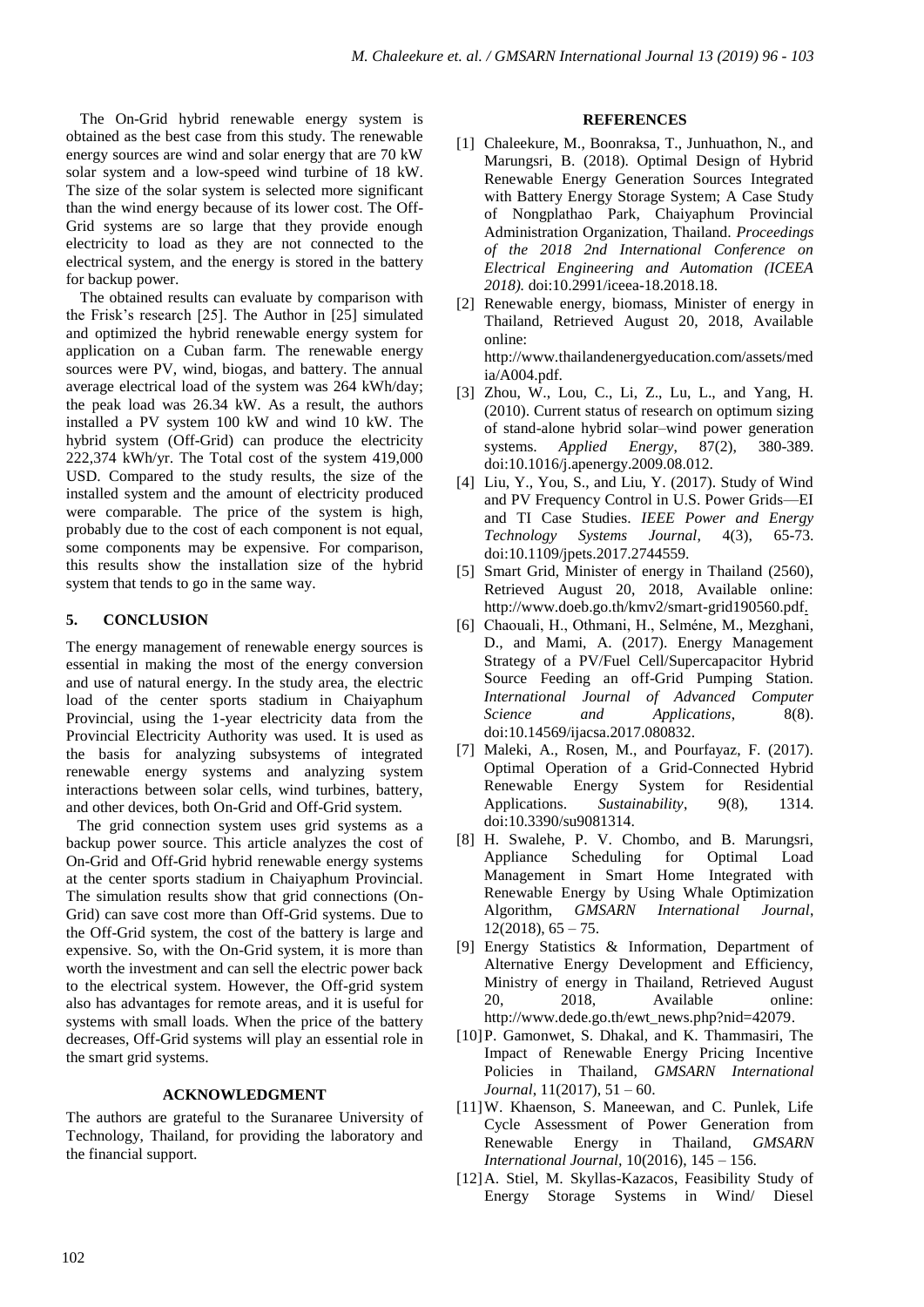The On-Grid hybrid renewable energy system is obtained as the best case from this study. The renewable energy sources are wind and solar energy that are 70 kW solar system and a low-speed wind turbine of 18 kW. The size of the solar system is selected more significant than the wind energy because of its lower cost. The Off-Grid systems are so large that they provide enough electricity to load as they are not connected to the electrical system, and the energy is stored in the battery for backup power.

The obtained results can evaluate by comparison with the Frisk's research [25]. The Author in [25] simulated and optimized the hybrid renewable energy system for application on a Cuban farm. The renewable energy sources were PV, wind, biogas, and battery. The annual average electrical load of the system was 264 kWh/day; the peak load was 26.34 kW. As a result, the authors installed a PV system 100 kW and wind 10 kW. The hybrid system (Off-Grid) can produce the electricity 222,374 kWh/yr. The Total cost of the system 419,000 USD. Compared to the study results, the size of the installed system and the amount of electricity produced were comparable. The price of the system is high, probably due to the cost of each component is not equal, some components may be expensive. For comparison, this results show the installation size of the hybrid system that tends to go in the same way.

## 5. CONCLUSION

The energy management of renewable energy sources is essential in making the most of the energy conversion and use of natural energy. In the study area, the electric load of the center sports stadium in Chaiyaphum Provincial, using the 1-year electricity data from the Provincial Electricity Authority was used. It is used as the basis for analyzing subsystems of integrated renewable energy systems and analyzing system interactions between solar cells, wind turbines, battery, and other devices, both On-Grid and Off-Grid system.

The grid connection system uses grid systems as a backup power source. This article analyzes the cost of On-Grid and Off-Grid hybrid renewable energy systems at the center sports stadium in Chaiyaphum Provincial. The simulation results show that grid connections (On-Grid) can save cost more than Off-Grid systems. Due to the Off-Grid system, the cost of the battery is large and expensive. So, with the On-Grid system, it is more than worth the investment and can sell the electric power back to the electrical system. However, the Off-grid system also has advantages for remote areas, and it is useful for systems with small loads. When the price of the battery decreases, Off-Grid systems will play an essential role in the smart grid systems.

## ACKNOWLEDGMENT

The authors are grateful to the Suranaree University of Technology, Thailand, for providing the laboratory and the financial support.

## REFERENCES

[1] Chaleekure, M., Boonraksa, T., Junhuathon, N., and Marungsri, B. (2018). Optimal Design of Hybrid Renewable Energy Generation Sources Integrated with Battery Energy Storage System; A Case Study of Nongplathao Park, Chaiyaphum Provincial Administration Organization, Thailand. *Proceedings of the 2018 2nd International Conference on Electrical Engineering and Automation (ICEEA 2018)*. doi:10.2991/iceea-18.2018.18.

[2] Renewable energy, biomass, Minister of energy in Thailand, Retrieved August 20, 2018, Available online: http://www.thailandenergyeducation.com/assets/media/A004.pdf.

[3] Zhou, W., Lou, C., Li, Z., Lu, L., and Yang, H. (2010). Current status of research on optimum sizing of stand-alone hybrid solar–wind power generation systems. *Applied Energy*, 87(2), 380-389. doi:10.1016/j.apenergy.2009.08.012.

[4] Liu, Y., You, S., and Liu, Y. (2017). Study of Wind and PV Frequency Control in U.S. Power Grids—EI and TI Case Studies. *IEEE Power and Energy Technology Systems Journal*, 4(3), 65-73. doi:10.1109/jpets.2017.2744559.

[5] Smart Grid, Minister of energy in Thailand (2560), Retrieved August 20, 2018, Available online: http://www.doeb.go.th/kmv2/smart-grid190560.pdf.

[6] Chaouali, H., Othmani, H., Selméne, M., Mezghani, D., and Mami, A. (2017). Energy Management Strategy of a PV/Fuel Cell/Supercapacitor Hybrid Source Feeding an off-Grid Pumping Station. *International Journal of Advanced Computer Science and Applications*, 8(8). doi:10.14569/ijacsa.2017.080832.

[7] Maleki, A., Rosen, M., and Pourfayaz, F. (2017). Optimal Operation of a Grid-Connected Hybrid Renewable Energy System for Residential Applications. *Sustainability*, 9(8), 1314. doi:10.3390/su9081314.

[8] H. Swalehe, P. V. Chombo, and B. Marungsri, Appliance Scheduling for Optimal Load Management in Smart Home Integrated with Renewable Energy by Using Whale Optimization Algorithm, *GMSARN International Journal*, 12(2018), 65 – 75.

[9] Energy Statistics & Information, Department of Alternative Energy Development and Efficiency, Ministry of energy in Thailand, Retrieved August 20, 2018, Available online: http://www.dede.go.th/ewt_news.php?nid=42079.

[10] P. Gamonwet, S. Dhakal, and K. Thammasiri, The Impact of Renewable Energy Pricing Incentive Policies in Thailand, *GMSARN International Journal*, 11(2017), 51 – 60.

[11] W. Khaenson, S. Maneewan, and C. Punlek, Life Cycle Assessment of Power Generation from Renewable Energy in Thailand, *GMSARN International Journal*, 10(2016), 145 – 156.

[12] A. Stiel, M. Skyllas-Kazacos, Feasibility Study of Energy Storage Systems in Wind/ Diesel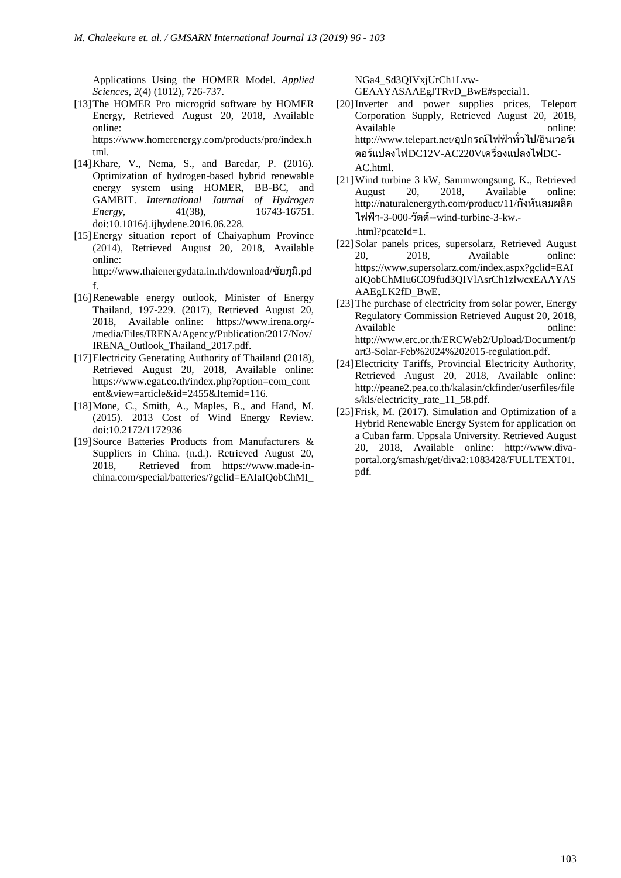Applications Using the HOMER Model. *Applied Sciences*, 2(4) (1012), 726-737.

[13] The HOMER Pro microgrid software by HOMER Energy, Retrieved August 20, 2018, Available online: https://www.homerenergy.com/products/pro/index.html.

[14] Khare, V., Nema, S., and Baredar, P. (2016). Optimization of hydrogen-based hybrid renewable energy system using HOMER, BB-BC, and GAMBIT. *International Journal of Hydrogen Energy*, 41(38), 16743-16751. doi:10.1016/j.ijhydene.2016.06.228.

[15] Energy situation report of Chaiyaphum Province (2014), Retrieved August 20, 2018, Available online: http://www.thaienergydata.in.th/download/ชัยภูมิ.pdf.

[16] Renewable energy outlook, Minister of Energy Thailand, 197-229. (2017), Retrieved August 20, 2018, Available online: https://www.irena.org/-/media/Files/IRENA/Agency/Publication/2017/Nov/IRENA_Outlook_Thailand_2017.pdf.

[17] Electricity Generating Authority of Thailand (2018), Retrieved August 20, 2018, Available online: https://www.egat.co.th/index.php?option=com_content&view=article&id=2455&Itemid=116.

[18] Mone, C., Smith, A., Maples, B., and Hand, M. (2015). 2013 Cost of Wind Energy Review. doi:10.2172/1172936

[19] Source Batteries Products from Manufacturers & Suppliers in China. (n.d.). Retrieved August 20, 2018, Retrieved from https://www.made-in-china.com/special/batteries/?gclid=EAIaIQobChMI_NGa4_Sd3QIVxjUrCh1Lvw-GEAAYASAAEgJTRvD_BwE#special1.

[20] Inverter and power supplies prices, Teleport Corporation Supply, Retrieved August 20, 2018, Available online: http://www.telepart.net/อุปกรณ์ไฟฟ้าทั่วไป/อินเวอร์เตอร์แปลงไฟDC12V-AC220Vเครื่องแปลงไฟDC-AC.html.

[21] Wind turbine 3 kW, Sanunwongsung, K., Retrieved August 20, 2018, Available online: http://naturalenergyth.com/product/11/กังหันลมผลิตไฟฟ้า-3-000-วัตต์--wind-turbine-3-kw.-.html?pcateId=1.

[22] Solar panels prices, supersolarz, Retrieved August 20, 2018, Available online: https://www.supersolarz.com/index.aspx?gclid=EAIaIQobChMIu6CO9fud3QIVlAsrCh1zlwcxEAAYASAAEgLK2fD_BwE.

[23] The purchase of electricity from solar power, Energy Regulatory Commission Retrieved August 20, 2018, Available online: http://www.erc.or.th/ERCWeb2/Upload/Document/part3-Solar-Feb%2024%202015-regulation.pdf.

[24] Electricity Tariffs, Provincial Electricity Authority, Retrieved August 20, 2018, Available online: http://peane2.pea.co.th/kalasin/ckfinder/userfiles/files/kls/electricity_rate_11_58.pdf.

[25] Frisk, M. (2017). Simulation and Optimization of a Hybrid Renewable Energy System for application on a Cuban farm. Uppsala University. Retrieved August 20, 2018, Available online: http://www.diva-portal.org/smash/get/diva2:1083428/FULLTEXT01.pdf.